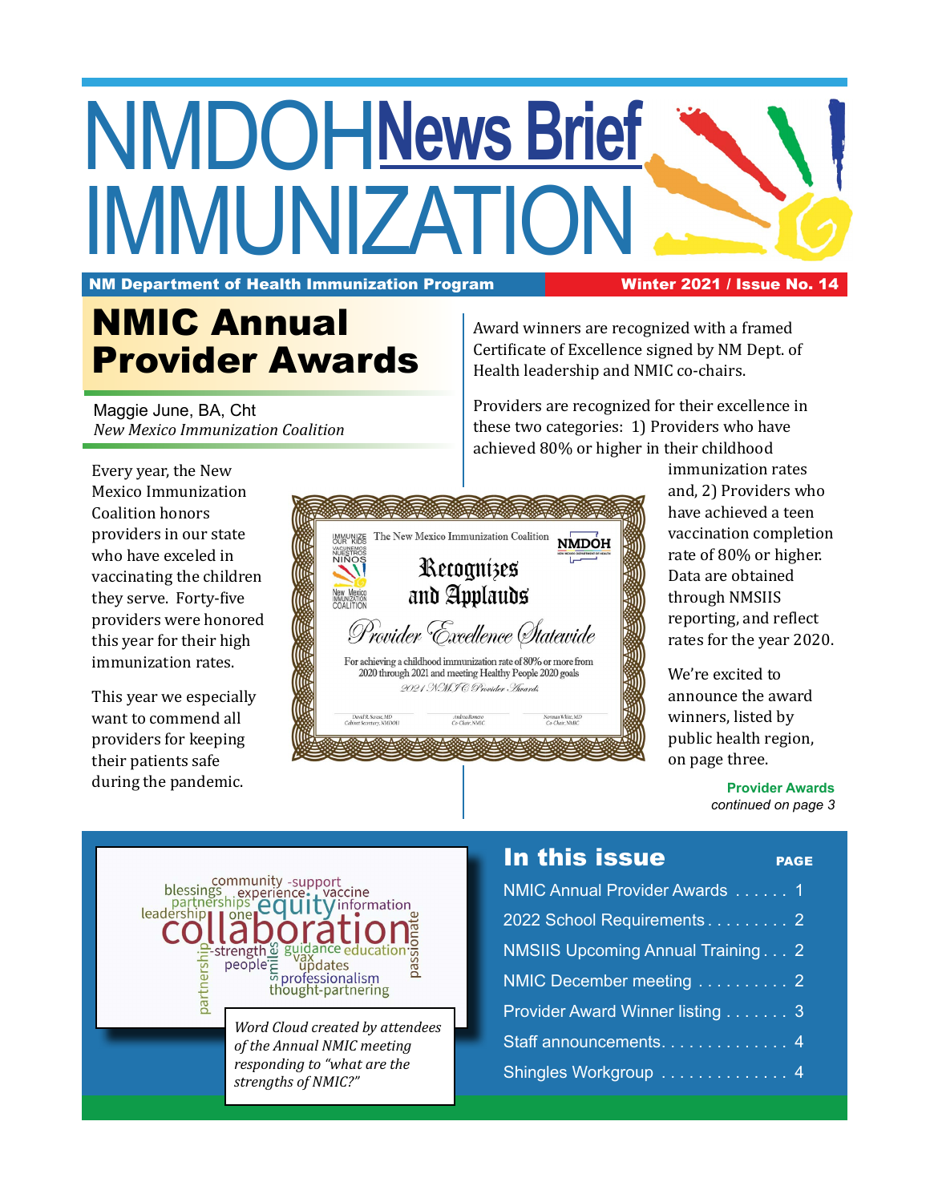# NMDOH News Brief IMMUNIZATION

**NM Department of Health Immunization Program** | **Winter 2021 / Issue No. 14**

## NMIC Annual Provider Awards

Maggie June, BA, Cht
*New Mexico Immunization Coalition*

Every year, the New Mexico Immunization Coalition honors providers in our state who have exceled in vaccinating the children they serve. Forty-five providers were honored this year for their high immunization rates.

This year we especially want to commend all providers for keeping their patients safe during the pandemic.

Award winners are recognized with a framed Certificate of Excellence signed by NM Dept. of Health leadership and NMIC co-chairs.

Providers are recognized for their excellence in these two categories: 1) Providers who have achieved 80% or higher in their childhood immunization rates and, 2) Providers who have achieved a teen vaccination completion rate of 80% or higher. Data are obtained through NMSIIS reporting, and reflect rates for the year 2020.

We're excited to announce the award winners, listed by public health region, on page three.

**Provider Awards** *continued on page 3*

*Word Cloud created by attendees of the Annual NMIC meeting responding to "what are the strengths of NMIC?"*

## In this issue

| | PAGE |
|---|---|
| NMIC Annual Provider Awards | 1 |
| 2022 School Requirements | 2 |
| NMSIIS Upcoming Annual Training | 2 |
| NMIC December meeting | 2 |
| Provider Award Winner listing | 3 |
| Staff announcements | 4 |
| Shingles Workgroup | 4 |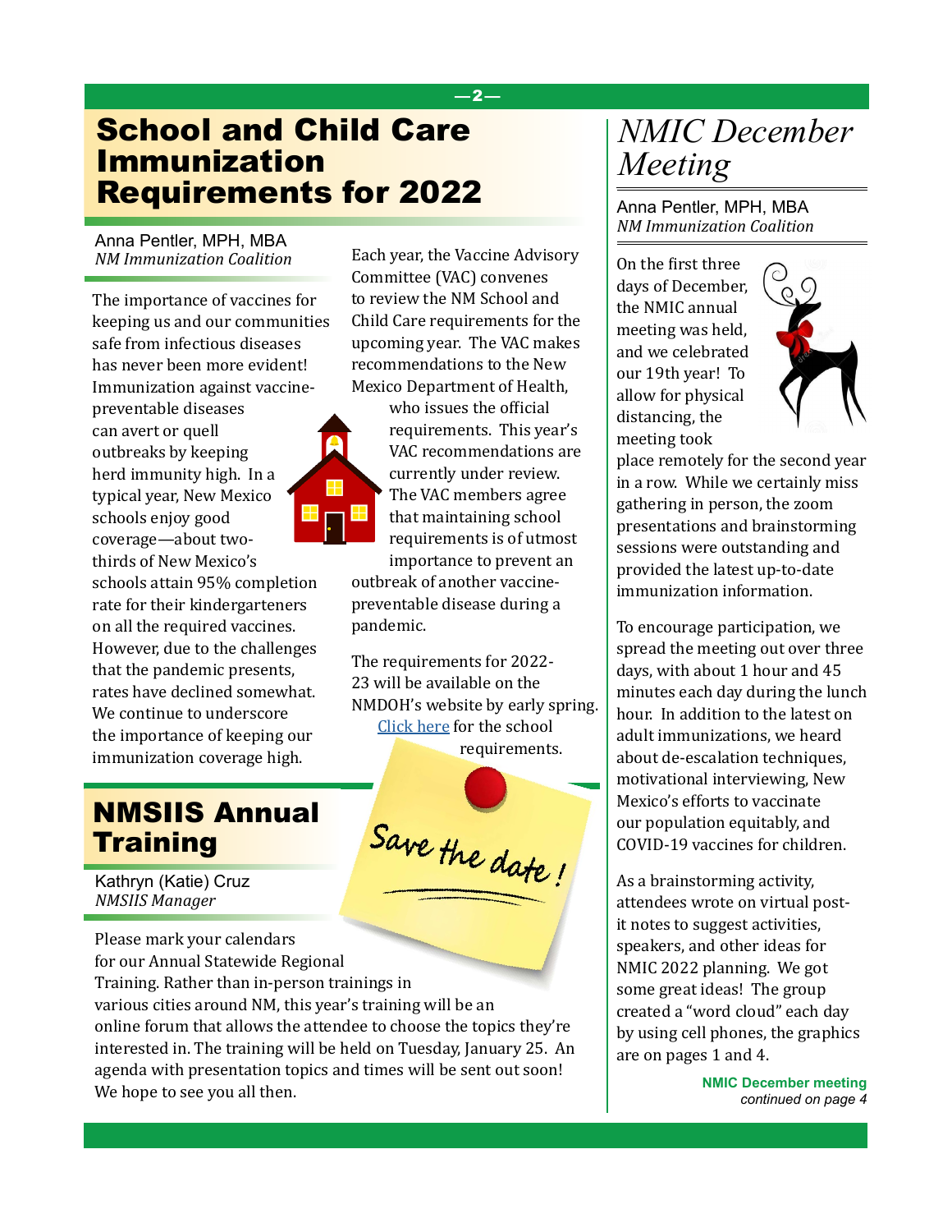# School and Child Care Immunization Requirements for 2022

Anna Pentler, MPH, MBA
*NM Immunization Coalition*

The importance of vaccines for keeping us and our communities safe from infectious diseases has never been more evident! Immunization against vaccine-preventable diseases can avert or quell outbreaks by keeping herd immunity high. In a typical year, New Mexico schools enjoy good coverage—about two-thirds of New Mexico's schools attain 95% completion rate for their kindergarteners on all the required vaccines. However, due to the challenges that the pandemic presents, rates have declined somewhat. We continue to underscore the importance of keeping our immunization coverage high.

Each year, the Vaccine Advisory Committee (VAC) convenes to review the NM School and Child Care requirements for the upcoming year. The VAC makes recommendations to the New Mexico Department of Health, who issues the official requirements. This year's VAC recommendations are currently under review. The VAC members agree that maintaining school requirements is of utmost importance to prevent an outbreak of another vaccine-preventable disease during a pandemic.

The requirements for 2022-23 will be available on the NMDOH's website by early spring. Click here for the school requirements.

# NMSIIS Annual Training

Kathryn (Katie) Cruz
*NMSIIS Manager*

Save the date!

Please mark your calendars for our Annual Statewide Regional Training. Rather than in-person trainings in various cities around NM, this year's training will be an online forum that allows the attendee to choose the topics they're interested in. The training will be held on Tuesday, January 25. An agenda with presentation topics and times will be sent out soon! We hope to see you all then.

# *NMIC December Meeting*

Anna Pentler, MPH, MBA
*NM Immunization Coalition*

On the first three days of December, the NMIC annual meeting was held, and we celebrated our 19th year! To allow for physical distancing, the meeting took place remotely for the second year in a row. While we certainly miss gathering in person, the zoom presentations and brainstorming sessions were outstanding and provided the latest up-to-date immunization information.

To encourage participation, we spread the meeting out over three days, with about 1 hour and 45 minutes each day during the lunch hour. In addition to the latest on adult immunizations, we heard about de-escalation techniques, motivational interviewing, New Mexico's efforts to vaccinate our population equitably, and COVID-19 vaccines for children.

As a brainstorming activity, attendees wrote on virtual post-it notes to suggest activities, speakers, and other ideas for NMIC 2022 planning. We got some great ideas! The group created a "word cloud" each day by using cell phones, the graphics are on pages 1 and 4.

**NMIC December meeting**
*continued on page 4*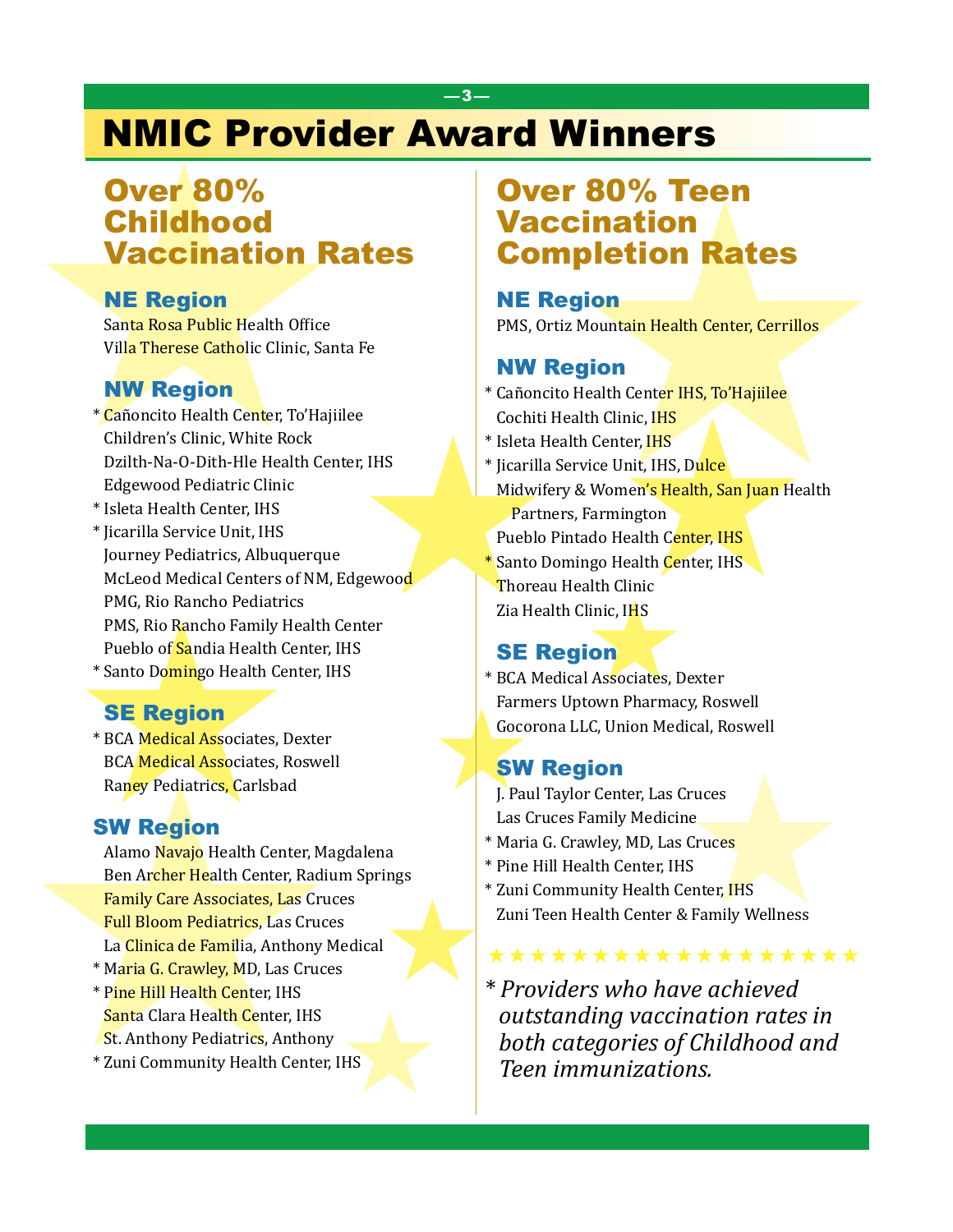# NMIC Provider Award Winners

## Over 80% Childhood Vaccination Rates

### NE Region

Santa Rosa Public Health Office
Villa Therese Catholic Clinic, Santa Fe

### NW Region

* Cañoncito Health Center, To'Hajiilee
Children's Clinic, White Rock
Dzilth-Na-O-Dith-Hle Health Center, IHS
Edgewood Pediatric Clinic
* Isleta Health Center, IHS
* Jicarilla Service Unit, IHS
Journey Pediatrics, Albuquerque
McLeod Medical Centers of NM, Edgewood
PMG, Rio Rancho Pediatrics
PMS, Rio Rancho Family Health Center
Pueblo of Sandia Health Center, IHS
* Santo Domingo Health Center, IHS

### SE Region

* BCA Medical Associates, Dexter
BCA Medical Associates, Roswell
Raney Pediatrics, Carlsbad

### SW Region

Alamo Navajo Health Center, Magdalena
Ben Archer Health Center, Radium Springs
Family Care Associates, Las Cruces
Full Bloom Pediatrics, Las Cruces
La Clinica de Familia, Anthony Medical
* Maria G. Crawley, MD, Las Cruces
* Pine Hill Health Center, IHS
Santa Clara Health Center, IHS
St. Anthony Pediatrics, Anthony
* Zuni Community Health Center, IHS

## Over 80% Teen Vaccination Completion Rates

### NE Region

PMS, Ortiz Mountain Health Center, Cerrillos

### NW Region

* Cañoncito Health Center IHS, To'Hajiilee
Cochiti Health Clinic, IHS
* Isleta Health Center, IHS
* Jicarilla Service Unit, IHS, Dulce
Midwifery & Women's Health, San Juan Health Partners, Farmington
Pueblo Pintado Health Center, IHS
* Santo Domingo Health Center, IHS
Thoreau Health Clinic
Zia Health Clinic, IHS

### SE Region

* BCA Medical Associates, Dexter
Farmers Uptown Pharmacy, Roswell
Gocorona LLC, Union Medical, Roswell

### SW Region

J. Paul Taylor Center, Las Cruces
Las Cruces Family Medicine
* Maria G. Crawley, MD, Las Cruces
* Pine Hill Health Center, IHS
* Zuni Community Health Center, IHS
Zuni Teen Health Center & Family Wellness

★★★★★★★★★★★★★★★★★★

*\* Providers who have achieved outstanding vaccination rates in both categories of Childhood and Teen immunizations.*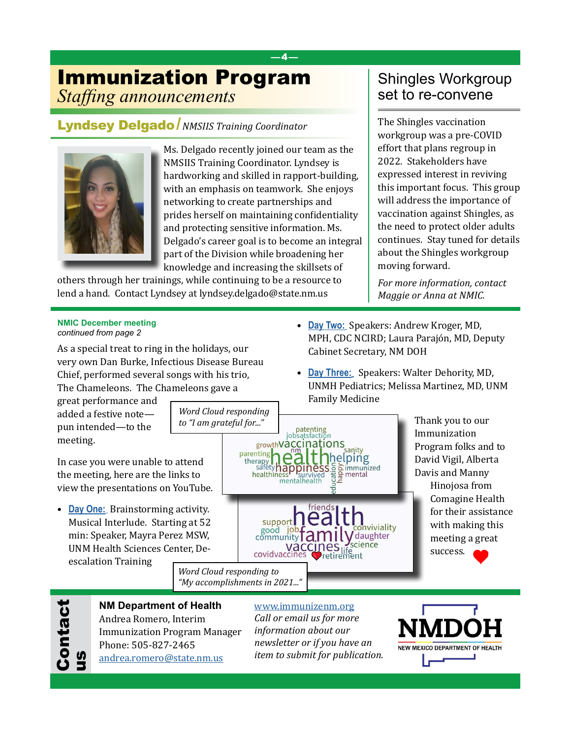# Immunization Program

*Staffing announcements*

## Lyndsey Delgado / *NMSIIS Training Coordinator*

Ms. Delgado recently joined our team as the NMSIIS Training Coordinator. Lyndsey is hardworking and skilled in rapport-building, with an emphasis on teamwork. She enjoys networking to create partnerships and prides herself on maintaining confidentiality and protecting sensitive information. Ms. Delgado's career goal is to become an integral part of the Division while broadening her knowledge and increasing the skillsets of others through her trainings, while continuing to be a resource to lend a hand. Contact Lyndsey at lyndsey.delgado@state.nm.us

## Shingles Workgroup set to re-convene

The Shingles vaccination workgroup was a pre-COVID effort that plans regroup in 2022. Stakeholders have expressed interest in reviving this important focus. This group will address the importance of vaccination against Shingles, as the need to protect older adults continues. Stay tuned for details about the Shingles workgroup moving forward.

*For more information, contact Maggie or Anna at NMIC.*

### NMIC December meeting

*continued from page 2*

As a special treat to ring in the holidays, our very own Dan Burke, Infectious Disease Bureau Chief, performed several songs with his trio, The Chameleons. The Chameleons gave a great performance and added a festive note—pun intended—to the meeting.

In case you were unable to attend the meeting, here are the links to view the presentations on YouTube.

- **Day One:** Brainstorming activity. Musical Interlude. Starting at 52 min: Speaker, Mayra Perez MSW, UNM Health Sciences Center, De-escalation Training
- **Day Two:** Speakers: Andrew Kroger, MD, MPH, CDC NCIRD; Laura Parajón, MD, Deputy Cabinet Secretary, NM DOH
- **Day Three:** Speakers: Walter Dehority, MD, UNMH Pediatrics; Melissa Martinez, MD, UNM Family Medicine

*Word Cloud responding to "I am grateful for..."*

patenting jobsatsfaction growth vaccinations nm parenting health therapy helping sanity safety happiness immunized healthiness survived education happy mental mentalhealth

friends support health good job conviviality community family daughter vaccines science life covidvaccines retirement

*Word Cloud responding to "My accomplishments in 2021..."*

Thank you to our Immunization Program folks and to David Vigil, Alberta Davis and Manny Hinojosa from Comagine Health for their assistance with making this meeting a great success.

## Contact us

**NM Department of Health**
Andrea Romero, Interim Immunization Program Manager
Phone: 505-827-2465
andrea.romero@state.nm.us

www.immunizenm.org
*Call or email us for more information about our newsletter or if you have an item to submit for publication.*

NMDOH
NEW MEXICO DEPARTMENT OF HEALTH